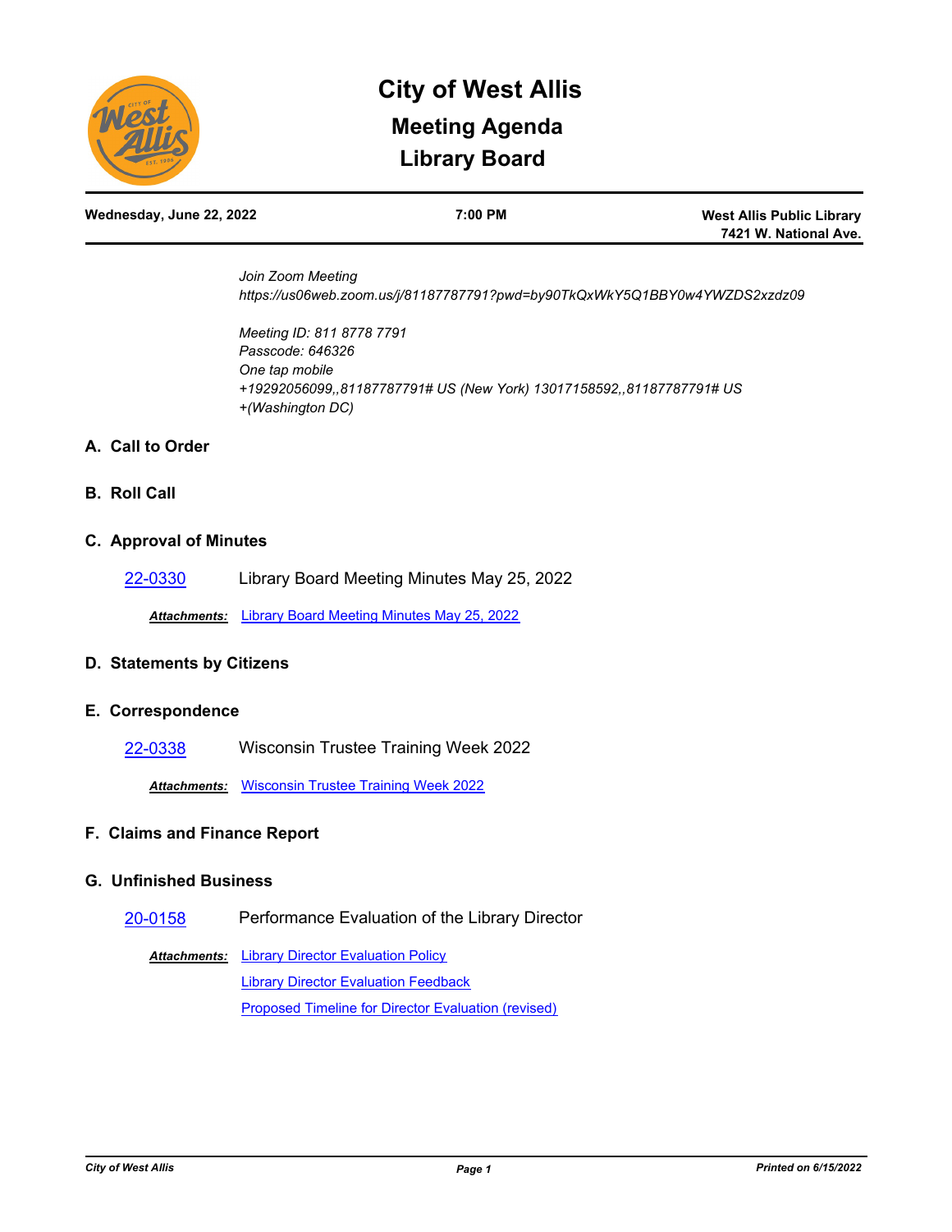# City of West Allis

## Meeting Agenda

## Library Board

**Wednesday, June 22, 2022** | **7:00 PM** | **West Allis Public Library 7421 W. National Ave.**

*Join Zoom Meeting*
*https://us06web.zoom.us/j/81187787791?pwd=by90TkQxWkY5Q1BBY0w4YWZDS2xzdz09*

*Meeting ID: 811 8778 7791*
*Passcode: 646326*
*One tap mobile*
*+19292056099,,81187787791# US (New York) 13017158592,,81187787791# US*
*+(Washington DC)*

### A. Call to Order

### B. Roll Call

### C. Approval of Minutes

22-0330 Library Board Meeting Minutes May 25, 2022

***Attachments:*** Library Board Meeting Minutes May 25, 2022

### D. Statements by Citizens

### E. Correspondence

22-0338 Wisconsin Trustee Training Week 2022

***Attachments:*** Wisconsin Trustee Training Week 2022

### F. Claims and Finance Report

### G. Unfinished Business

20-0158 Performance Evaluation of the Library Director

***Attachments:*** Library Director Evaluation Policy
Library Director Evaluation Feedback
Proposed Timeline for Director Evaluation (revised)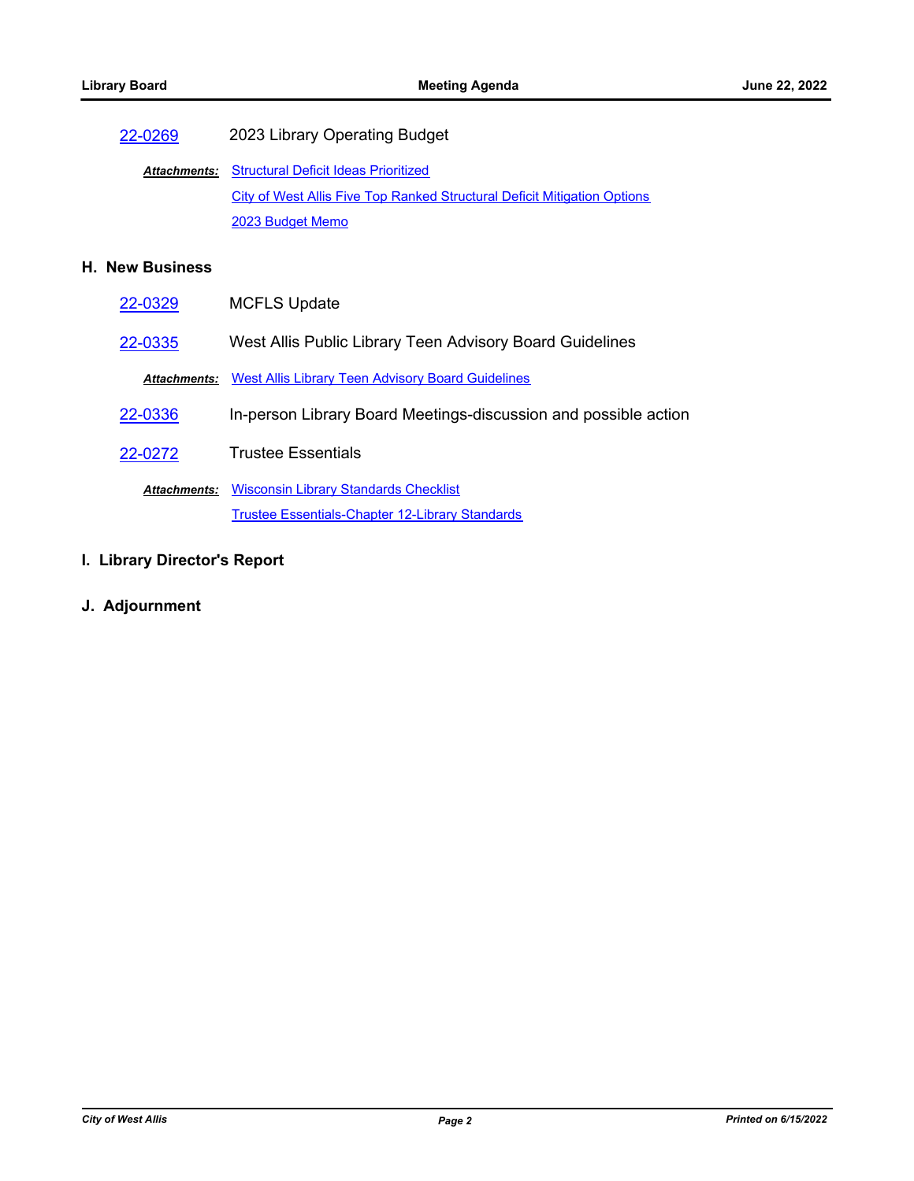22-0269 2023 Library Operating Budget

***Attachments:*** Structural Deficit Ideas Prioritized
City of West Allis Five Top Ranked Structural Deficit Mitigation Options
2023 Budget Memo

## H. New Business

22-0329 MCFLS Update

22-0335 West Allis Public Library Teen Advisory Board Guidelines

***Attachments:*** West Allis Library Teen Advisory Board Guidelines

22-0336 In-person Library Board Meetings-discussion and possible action

22-0272 Trustee Essentials

***Attachments:*** Wisconsin Library Standards Checklist
Trustee Essentials-Chapter 12-Library Standards

## I. Library Director's Report

## J. Adjournment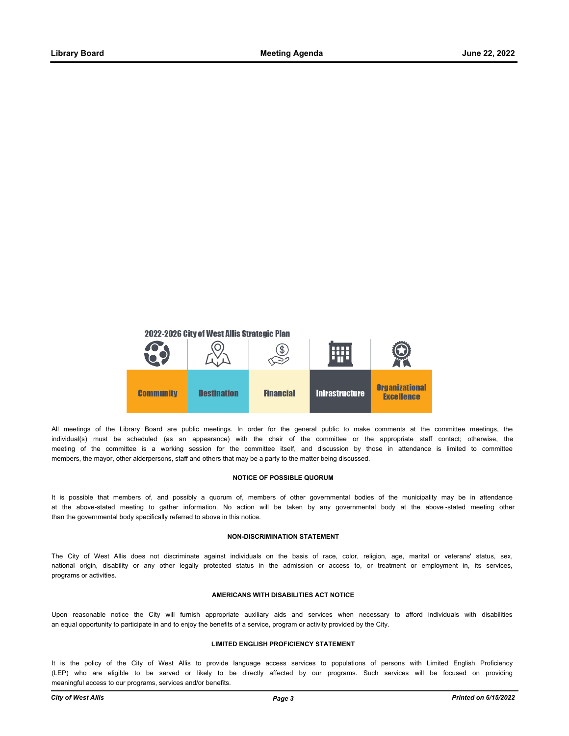2022-2026 City of West Allis Strategic Plan

Community

Destination

Financial

Infrastructure

Organizational Excellence

All meetings of the Library Board are public meetings. In order for the general public to make comments at the committee meetings, the individual(s) must be scheduled (as an appearance) with the chair of the committee or the appropriate staff contact; otherwise, the meeting of the committee is a working session for the committee itself, and discussion by those in attendance is limited to committee members, the mayor, other alderpersons, staff and others that may be a party to the matter being discussed.

**NOTICE OF POSSIBLE QUORUM**

It is possible that members of, and possibly a quorum of, members of other governmental bodies of the municipality may be in attendance at the above-stated meeting to gather information. No action will be taken by any governmental body at the above-stated meeting other than the governmental body specifically referred to above in this notice.

**NON-DISCRIMINATION STATEMENT**

The City of West Allis does not discriminate against individuals on the basis of race, color, religion, age, marital or veterans' status, sex, national origin, disability or any other legally protected status in the admission or access to, or treatment or employment in, its services, programs or activities.

**AMERICANS WITH DISABILITIES ACT NOTICE**

Upon reasonable notice the City will furnish appropriate auxiliary aids and services when necessary to afford individuals with disabilities an equal opportunity to participate in and to enjoy the benefits of a service, program or activity provided by the City.

**LIMITED ENGLISH PROFICIENCY STATEMENT**

It is the policy of the City of West Allis to provide language access services to populations of persons with Limited English Proficiency (LEP) who are eligible to be served or likely to be directly affected by our programs. Such services will be focused on providing meaningful access to our programs, services and/or benefits.